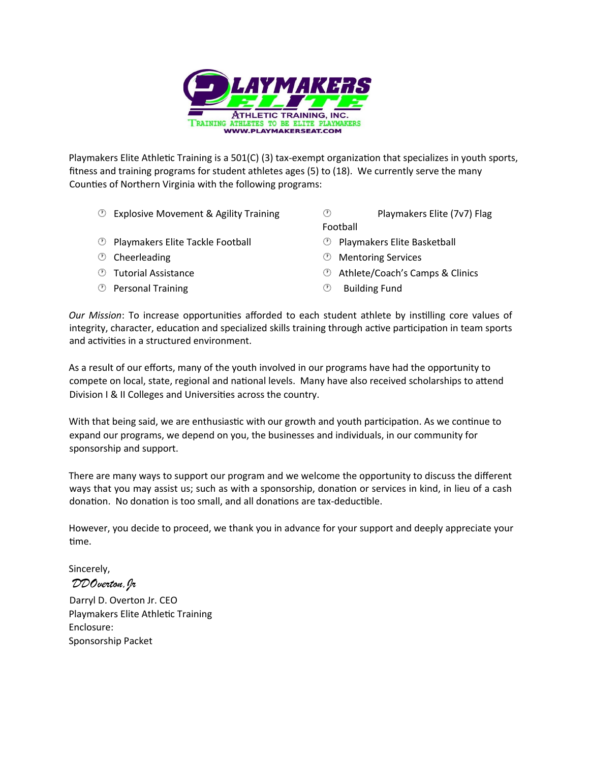PLAYMAKERS ELITE
ATHLETIC TRAINING, INC.
TRAINING ATHLETES TO BE ELITE PLAYMAKERS
WWW.PLAYMAKERSEAT.COM

Playmakers Elite Athletic Training is a 501(C) (3) tax-exempt organization that specializes in youth sports, fitness and training programs for student athletes ages (5) to (18). We currently serve the many Counties of Northern Virginia with the following programs:

- Explosive Movement & Agility Training
- Playmakers Elite Tackle Football
- Cheerleading
- Tutorial Assistance
- Personal Training
- Playmakers Elite (7v7) Flag Football
- Playmakers Elite Basketball
- Mentoring Services
- Athlete/Coach's Camps & Clinics
- Building Fund

*Our Mission*: To increase opportunities afforded to each student athlete by instilling core values of integrity, character, education and specialized skills training through active participation in team sports and activities in a structured environment.

As a result of our efforts, many of the youth involved in our programs have had the opportunity to compete on local, state, regional and national levels. Many have also received scholarships to attend Division I & II Colleges and Universities across the country.

With that being said, we are enthusiastic with our growth and youth participation. As we continue to expand our programs, we depend on you, the businesses and individuals, in our community for sponsorship and support.

There are many ways to support our program and we welcome the opportunity to discuss the different ways that you may assist us; such as with a sponsorship, donation or services in kind, in lieu of a cash donation. No donation is too small, and all donations are tax-deductible.

However, you decide to proceed, we thank you in advance for your support and deeply appreciate your time.

Sincerely,

*DDOverton, Jr*

Darryl D. Overton Jr. CEO
Playmakers Elite Athletic Training
Enclosure:
Sponsorship Packet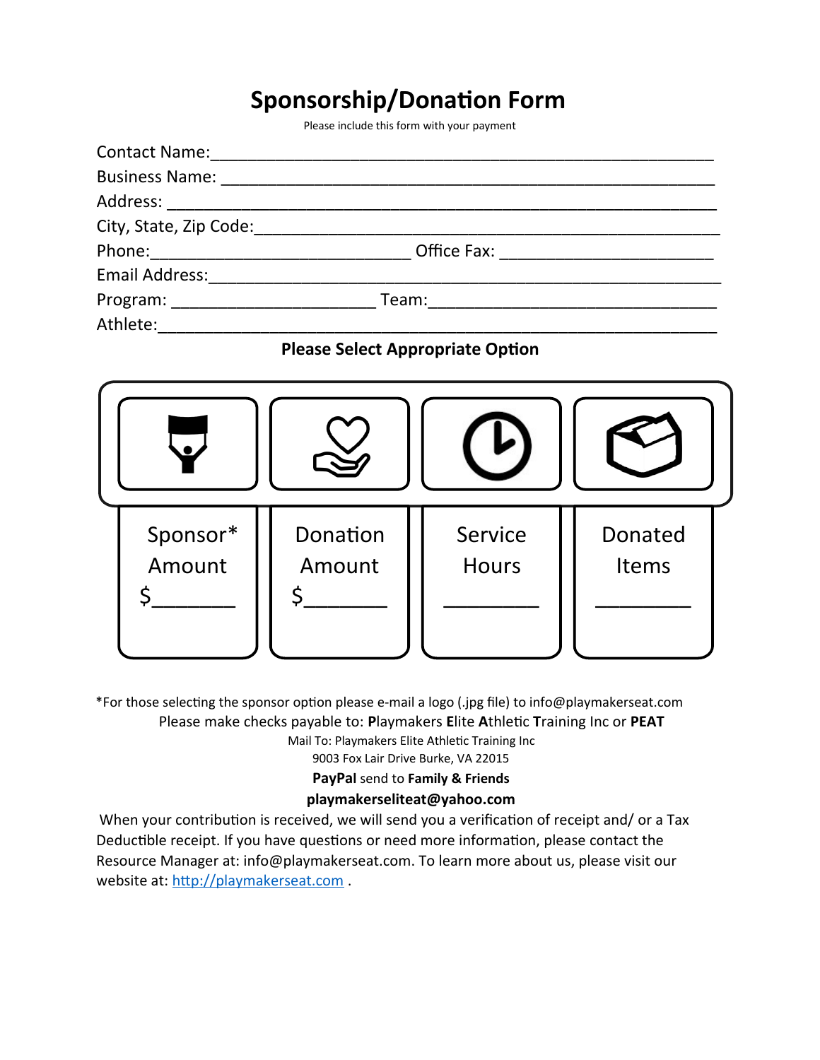# Sponsorship/Donation Form

Please include this form with your payment

Contact Name:\_\_\_\_\_\_\_\_\_\_\_\_\_\_\_\_\_\_\_\_\_\_\_\_\_\_\_\_\_\_\_\_\_\_\_\_\_\_\_\_\_\_\_\_\_\_\_\_\_\_

Business Name: \_\_\_\_\_\_\_\_\_\_\_\_\_\_\_\_\_\_\_\_\_\_\_\_\_\_\_\_\_\_\_\_\_\_\_\_\_\_\_\_\_\_\_\_\_\_\_\_\_

Address: \_\_\_\_\_\_\_\_\_\_\_\_\_\_\_\_\_\_\_\_\_\_\_\_\_\_\_\_\_\_\_\_\_\_\_\_\_\_\_\_\_\_\_\_\_\_\_\_\_\_\_\_\_\_\_

City, State, Zip Code:\_\_\_\_\_\_\_\_\_\_\_\_\_\_\_\_\_\_\_\_\_\_\_\_\_\_\_\_\_\_\_\_\_\_\_\_\_\_\_\_\_\_\_\_\_\_\_\_

Phone:\_\_\_\_\_\_\_\_\_\_\_\_\_\_\_\_\_\_\_\_\_\_\_\_\_\_\_\_ Office Fax: \_\_\_\_\_\_\_\_\_\_\_\_\_\_\_\_\_\_\_\_\_\_\_

Email Address:\_\_\_\_\_\_\_\_\_\_\_\_\_\_\_\_\_\_\_\_\_\_\_\_\_\_\_\_\_\_\_\_\_\_\_\_\_\_\_\_\_\_\_\_\_\_\_\_\_\_\_\_

Program: \_\_\_\_\_\_\_\_\_\_\_\_\_\_\_\_\_\_\_\_\_\_ Team:\_\_\_\_\_\_\_\_\_\_\_\_\_\_\_\_\_\_\_\_\_\_\_\_\_\_\_\_\_\_\_\_

Athlete:\_\_\_\_\_\_\_\_\_\_\_\_\_\_\_\_\_\_\_\_\_\_\_\_\_\_\_\_\_\_\_\_\_\_\_\_\_\_\_\_\_\_\_\_\_\_\_\_\_\_\_\_\_\_\_\_\_\_

**Please Select Appropriate Option**

| Sponsor* Amount | Donation Amount | Service Hours | Donated Items |
|---|---|---|---|
| $\_\_\_\_\_\_\_ | $\_\_\_\_\_\_\_ | \_\_\_\_\_\_\_\_\_ | \_\_\_\_\_\_\_\_\_ |

*For those selecting the sponsor option please e-mail a logo (.jpg file) to info@playmakerseat.com

Please make checks payable to: **P**laymakers **E**lite **A**thletic **T**raining Inc or **PEAT**

Mail To: Playmakers Elite Athletic Training Inc
9003 Fox Lair Drive Burke, VA 22015

**PayPal** send to **Family & Friends**

**playmakerseliteat@yahoo.com**

When your contribution is received, we will send you a verification of receipt and/ or a Tax Deductible receipt. If you have questions or need more information, please contact the Resource Manager at: info@playmakerseat.com. To learn more about us, please visit our website at: [http://playmakerseat.com](http://playmakerseat.com) .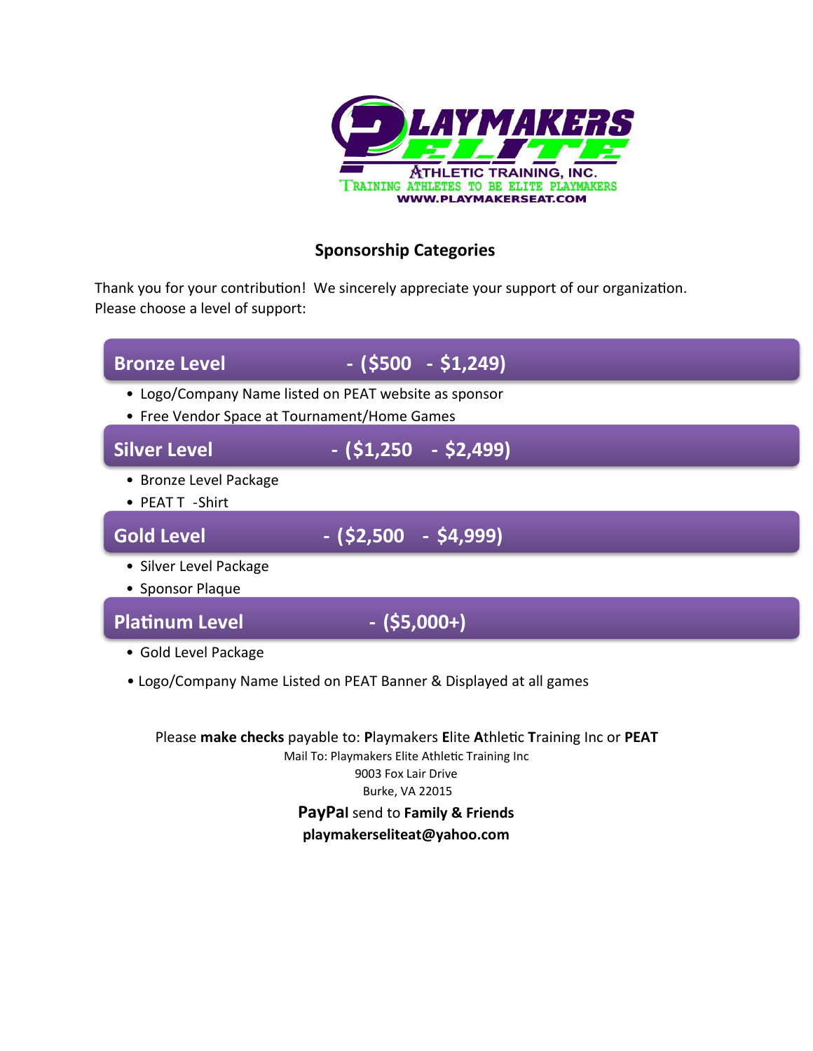PLAYMAKERS ELITE

ATHLETIC TRAINING, INC.

TRAINING ATHLETES TO BE ELITE PLAYMAKERS

WWW.PLAYMAKERSEAT.COM

## Sponsorship Categories

Thank you for your contribution! We sincerely appreciate your support of our organization.
Please choose a level of support:

### Bronze Level - ($500 - $1,249)

- Logo/Company Name listed on PEAT website as sponsor
- Free Vendor Space at Tournament/Home Games

### Silver Level - ($1,250 - $2,499)

- Bronze Level Package
- PEAT T -Shirt

### Gold Level - ($2,500 - $4,999)

- Silver Level Package
- Sponsor Plaque

### Platinum Level - ($5,000+)

- Gold Level Package
- Logo/Company Name Listed on PEAT Banner & Displayed at all games

Please **make checks** payable to: **P**laymakers **E**lite **A**thletic **T**raining Inc or **PEAT**

Mail To: Playmakers Elite Athletic Training Inc
9003 Fox Lair Drive
Burke, VA 22015

**PayPal** send to **Family & Friends**

**playmakerseliteat@yahoo.com**